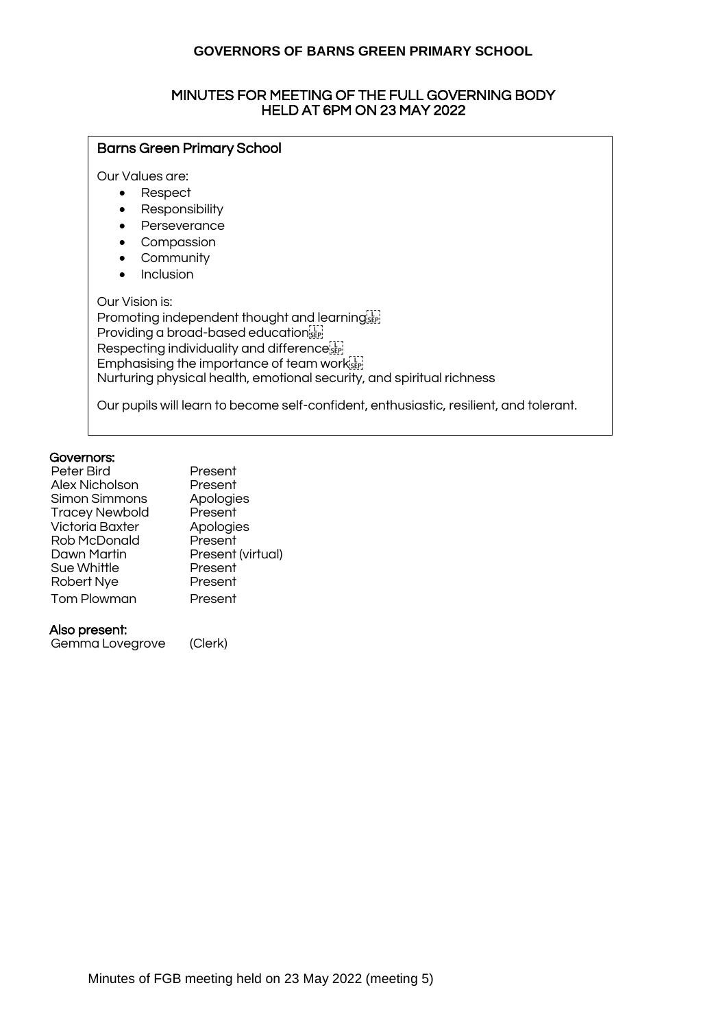# GOVERNORS OF BARNS GREEN PRIMARY SCHOOL

## MINUTES FOR MEETING OF THE FULL GOVERNING BODY HELD AT 6PM ON 23 MAY 2022

### Barns Green Primary School

Our Values are:

- Respect
- Responsibility
- Perseverance
- Compassion
- Community
- Inclusion

Our Vision is:
Promoting independent thought and learning
Providing a broad-based education
Respecting individuality and difference
Emphasising the importance of team work
Nurturing physical health, emotional security, and spiritual richness

Our pupils will learn to become self-confident, enthusiastic, resilient, and tolerant.

**Governors:**

| | |
|---|---|
| Peter Bird | Present |
| Alex Nicholson | Present |
| Simon Simmons | Apologies |
| Tracey Newbold | Present |
| Victoria Baxter | Apologies |
| Rob McDonald | Present |
| Dawn Martin | Present (virtual) |
| Sue Whittle | Present |
| Robert Nye | Present |
| Tom Plowman | Present |

**Also present:**

| | |
|---|---|
| Gemma Lovegrove | (Clerk) |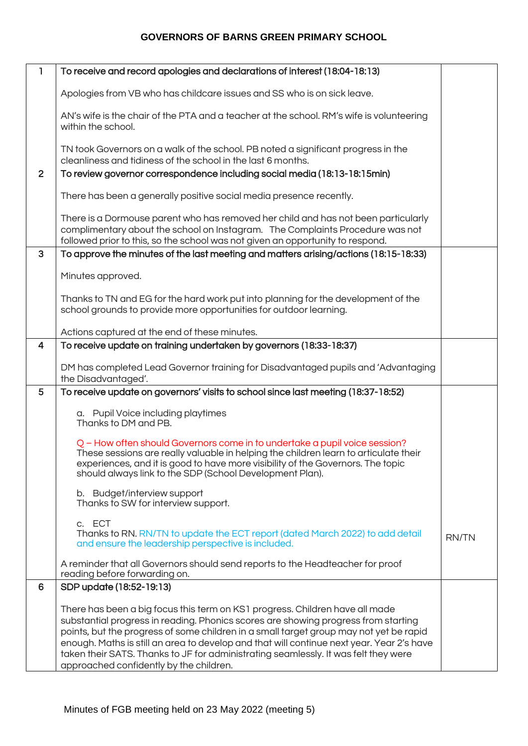**GOVERNORS OF BARNS GREEN PRIMARY SCHOOL**

| | | |
|---|---|---|
| 1 | **To receive and record apologies and declarations of interest (18:04-18:13)**<br><br>Apologies from VB who has childcare issues and SS who is on sick leave.<br><br>AN's wife is the chair of the PTA and a teacher at the school. RM's wife is volunteering within the school.<br><br>TN took Governors on a walk of the school. PB noted a significant progress in the cleanliness and tidiness of the school in the last 6 months. | |
| 2 | **To review governor correspondence including social media (18:13-18:15min)**<br><br>There has been a generally positive social media presence recently.<br><br>There is a Dormouse parent who has removed her child and has not been particularly complimentary about the school on Instagram. The Complaints Procedure was not followed prior to this, so the school was not given an opportunity to respond. | |
| 3 | **To approve the minutes of the last meeting and matters arising/actions (18:15-18:33)**<br><br>Minutes approved.<br><br>Thanks to TN and EG for the hard work put into planning for the development of the school grounds to provide more opportunities for outdoor learning.<br><br>Actions captured at the end of these minutes. | |
| 4 | **To receive update on training undertaken by governors (18:33-18:37)**<br><br>DM has completed Lead Governor training for Disadvantaged pupils and 'Advantaging the Disadvantaged'. | |
| 5 | **To receive update on governors' visits to school since last meeting (18:37-18:52)**<br><br>a. Pupil Voice including playtimes<br>Thanks to DM and PB.<br><br>Q – How often should Governors come in to undertake a pupil voice session?<br>These sessions are really valuable in helping the children learn to articulate their experiences, and it is good to have more visibility of the Governors. The topic should always link to the SDP (School Development Plan).<br><br>b. Budget/interview support<br>Thanks to SW for interview support.<br><br>c. ECT<br>Thanks to RN. RN/TN to update the ECT report (dated March 2022) to add detail and ensure the leadership perspective is included.<br><br>A reminder that all Governors should send reports to the Headteacher for proof reading before forwarding on. | RN/TN |
| 6 | **SDP update (18:52-19:13)**<br><br>There has been a big focus this term on KS1 progress. Children have all made substantial progress in reading. Phonics scores are showing progress from starting points, but the progress of some children in a small target group may not yet be rapid enough. Maths is still an area to develop and that will continue next year. Year 2's have taken their SATS. Thanks to JF for administrating seamlessly. It was felt they were approached confidently by the children. | |

Minutes of FGB meeting held on 23 May 2022 (meeting 5)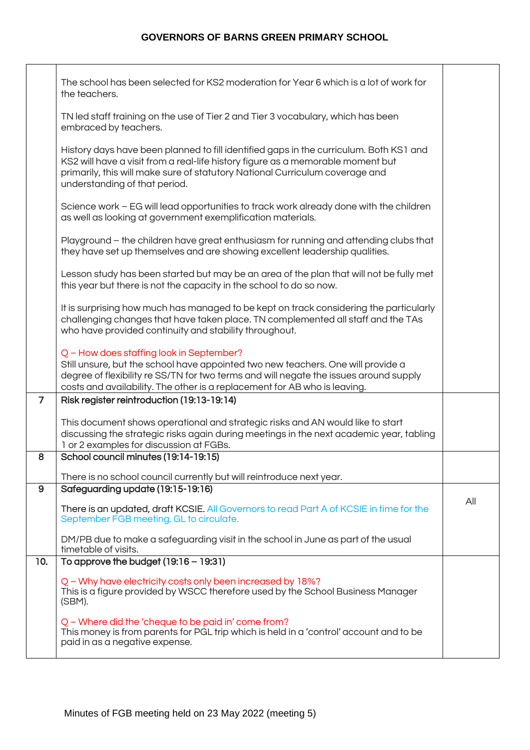| | | |
|---|---|---|
| | The school has been selected for KS2 moderation for Year 6 which is a lot of work for the teachers.<br><br>TN led staff training on the use of Tier 2 and Tier 3 vocabulary, which has been embraced by teachers.<br><br>History days have been planned to fill identified gaps in the curriculum. Both KS1 and KS2 will have a visit from a real-life history figure as a memorable moment but primarily, this will make sure of statutory National Curriculum coverage and understanding of that period.<br><br>Science work – EG will lead opportunities to track work already done with the children as well as looking at government exemplification materials.<br><br>Playground – the children have great enthusiasm for running and attending clubs that they have set up themselves and are showing excellent leadership qualities.<br><br>Lesson study has been started but may be an area of the plan that will not be fully met this year but there is not the capacity in the school to do so now.<br><br>It is surprising how much has managed to be kept on track considering the particularly challenging changes that have taken place. TN complemented all staff and the TAs who have provided continuity and stability throughout.<br><br>Q – How does staffing look in September?<br>Still unsure, but the school have appointed two new teachers. One will provide a degree of flexibility re SS/TN for two terms and will negate the issues around supply costs and availability. The other is a replacement for AB who is leaving. | |
| 7 | Risk register reintroduction (19:13-19:14)<br><br>This document shows operational and strategic risks and AN would like to start discussing the strategic risks again during meetings in the next academic year, tabling 1 or 2 examples for discussion at FGBs. | |
| 8 | School council minutes (19:14-19:15)<br><br>There is no school council currently but will reintroduce next year. | |
| 9 | Safeguarding update (19:15-19:16)<br><br>There is an updated, draft KCSIE. All Governors to read Part A of KCSIE in time for the September FGB meeting. GL to circulate.<br><br>DM/PB due to make a safeguarding visit in the school in June as part of the usual timetable of visits. | All |
| 10. | To approve the budget (19:16 – 19:31)<br><br>Q – Why have electricity costs only been increased by 18%?<br>This is a figure provided by WSCC therefore used by the School Business Manager (SBM).<br><br>Q – Where did the 'cheque to be paid in' come from?<br>This money is from parents for PGL trip which is held in a 'control' account and to be paid in as a negative expense. | |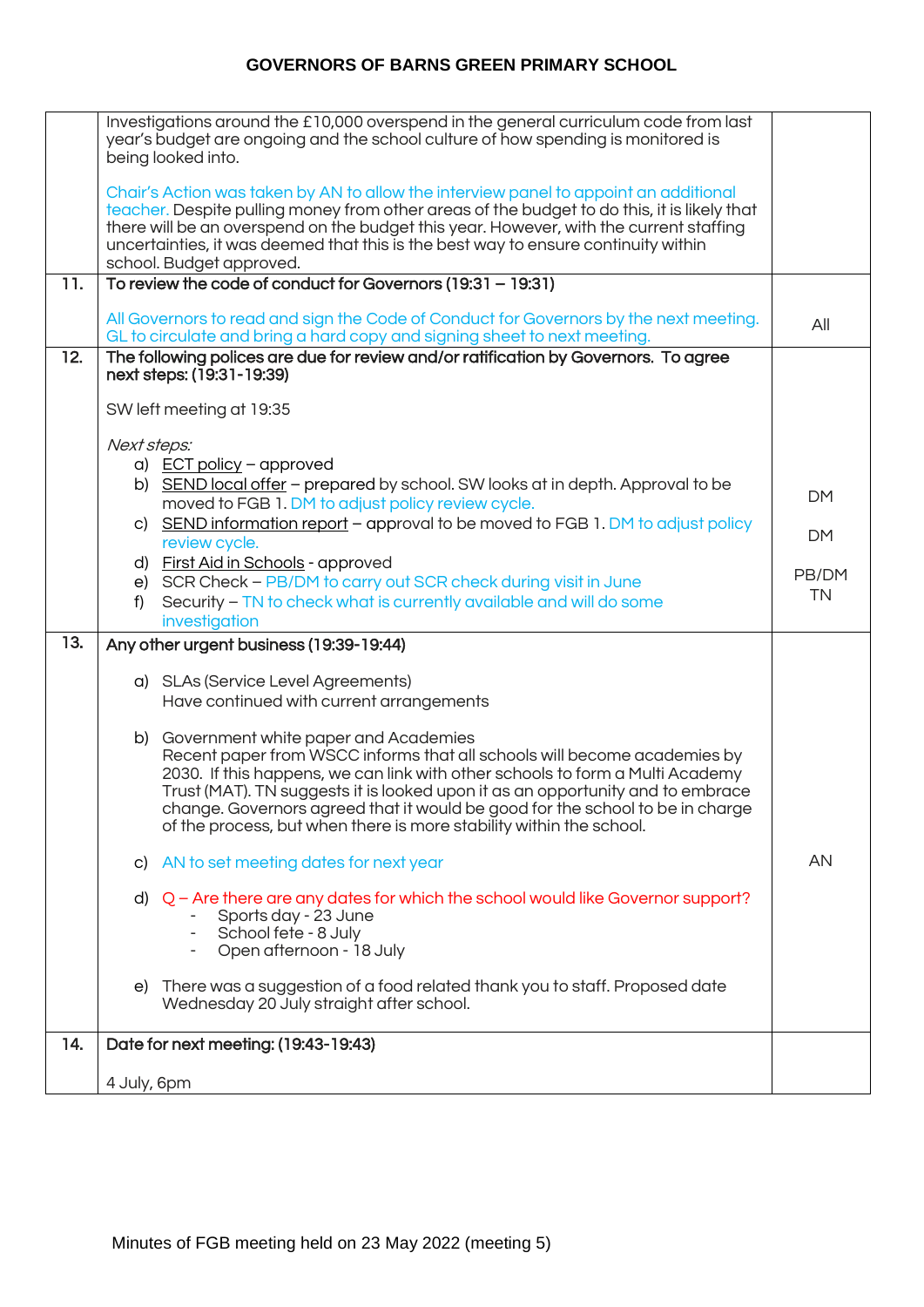## GOVERNORS OF BARNS GREEN PRIMARY SCHOOL

| | | |
|---|---|---|
| | Investigations around the £10,000 overspend in the general curriculum code from last year's budget are ongoing and the school culture of how spending is monitored is being looked into.<br><br>Chair's Action was taken by AN to allow the interview panel to appoint an additional teacher. Despite pulling money from other areas of the budget to do this, it is likely that there will be an overspend on the budget this year. However, with the current staffing uncertainties, it was deemed that this is the best way to ensure continuity within school. Budget approved. | |
| 11. | **To review the code of conduct for Governors (19:31 – 19:31)**<br><br>All Governors to read and sign the Code of Conduct for Governors by the next meeting. GL to circulate and bring a hard copy and signing sheet to next meeting. | All |
| 12. | **The following polices are due for review and/or ratification by Governors. To agree next steps: (19:31-19:39)**<br><br>SW left meeting at 19:35<br><br>*Next steps:*<br>a) ECT policy – approved<br>b) SEND local offer – prepared by school. SW looks at in depth. Approval to be moved to FGB 1. DM to adjust policy review cycle.<br>c) SEND information report – approval to be moved to FGB 1. DM to adjust policy review cycle.<br>d) First Aid in Schools - approved<br>e) SCR Check – PB/DM to carry out SCR check during visit in June<br>f) Security – TN to check what is currently available and will do some investigation | DM<br><br>DM<br><br>PB/DM<br>TN |
| 13. | **Any other urgent business (19:39-19:44)**<br><br>a) SLAs (Service Level Agreements)<br>Have continued with current arrangements<br><br>b) Government white paper and Academies<br>Recent paper from WSCC informs that all schools will become academies by 2030. If this happens, we can link with other schools to form a Multi Academy Trust (MAT). TN suggests it is looked upon it as an opportunity and to embrace change. Governors agreed that it would be good for the school to be in charge of the process, but when there is more stability within the school.<br><br>c) AN to set meeting dates for next year<br><br>d) Q – Are there are any dates for which the school would like Governor support?<br>- Sports day - 23 June<br>- School fete - 8 July<br>- Open afternoon - 18 July<br><br>e) There was a suggestion of a food related thank you to staff. Proposed date Wednesday 20 July straight after school. | AN |
| 14. | **Date for next meeting: (19:43-19:43)**<br><br>4 July, 6pm | |

Minutes of FGB meeting held on 23 May 2022 (meeting 5)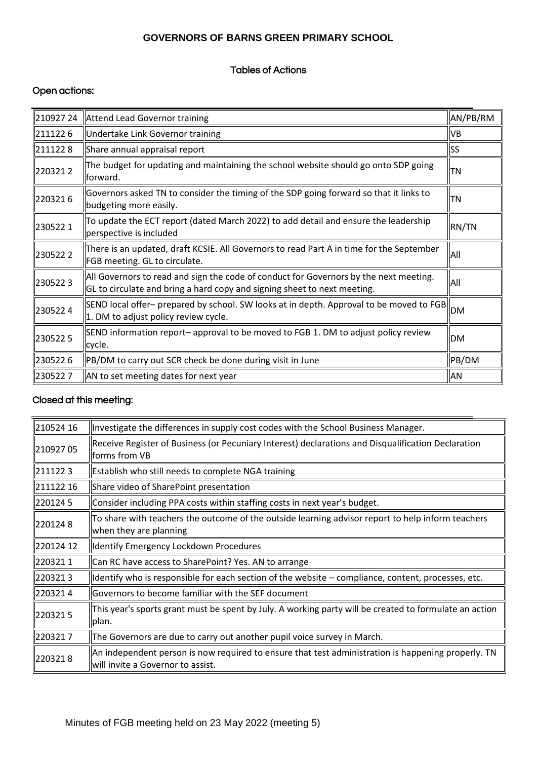# GOVERNORS OF BARNS GREEN PRIMARY SCHOOL

## Tables of Actions

### Open actions:

| | | |
|---|---|---|
| 210927 24 | Attend Lead Governor training | AN/PB/RM |
| 211122 6 | Undertake Link Governor training | VB |
| 211122 8 | Share annual appraisal report | SS |
| 220321 2 | The budget for updating and maintaining the school website should go onto SDP going forward. | TN |
| 220321 6 | Governors asked TN to consider the timing of the SDP going forward so that it links to budgeting more easily. | TN |
| 230522 1 | To update the ECT report (dated March 2022) to add detail and ensure the leadership perspective is included | RN/TN |
| 230522 2 | There is an updated, draft KCSIE. All Governors to read Part A in time for the September FGB meeting. GL to circulate. | All |
| 230522 3 | All Governors to read and sign the code of conduct for Governors by the next meeting. GL to circulate and bring a hard copy and signing sheet to next meeting. | All |
| 230522 4 | SEND local offer– prepared by school. SW looks at in depth. Approval to be moved to FGB 1. DM to adjust policy review cycle. | DM |
| 230522 5 | SEND information report– approval to be moved to FGB 1. DM to adjust policy review cycle. | DM |
| 230522 6 | PB/DM to carry out SCR check be done during visit in June | PB/DM |
| 230522 7 | AN to set meeting dates for next year | AN |

### Closed at this meeting:

| | |
|---|---|
| 210524 16 | Investigate the differences in supply cost codes with the School Business Manager. |
| 210927 05 | Receive Register of Business (or Pecuniary Interest) declarations and Disqualification Declaration forms from VB |
| 211122 3 | Establish who still needs to complete NGA training |
| 211122 16 | Share video of SharePoint presentation |
| 220124 5 | Consider including PPA costs within staffing costs in next year's budget. |
| 220124 8 | To share with teachers the outcome of the outside learning advisor report to help inform teachers when they are planning |
| 220124 12 | Identify Emergency Lockdown Procedures |
| 220321 1 | Can RC have access to SharePoint? Yes. AN to arrange |
| 220321 3 | Identify who is responsible for each section of the website – compliance, content, processes, etc. |
| 220321 4 | Governors to become familiar with the SEF document |
| 220321 5 | This year's sports grant must be spent by July. A working party will be created to formulate an action plan. |
| 220321 7 | The Governors are due to carry out another pupil voice survey in March. |
| 220321 8 | An independent person is now required to ensure that test administration is happening properly. TN will invite a Governor to assist. |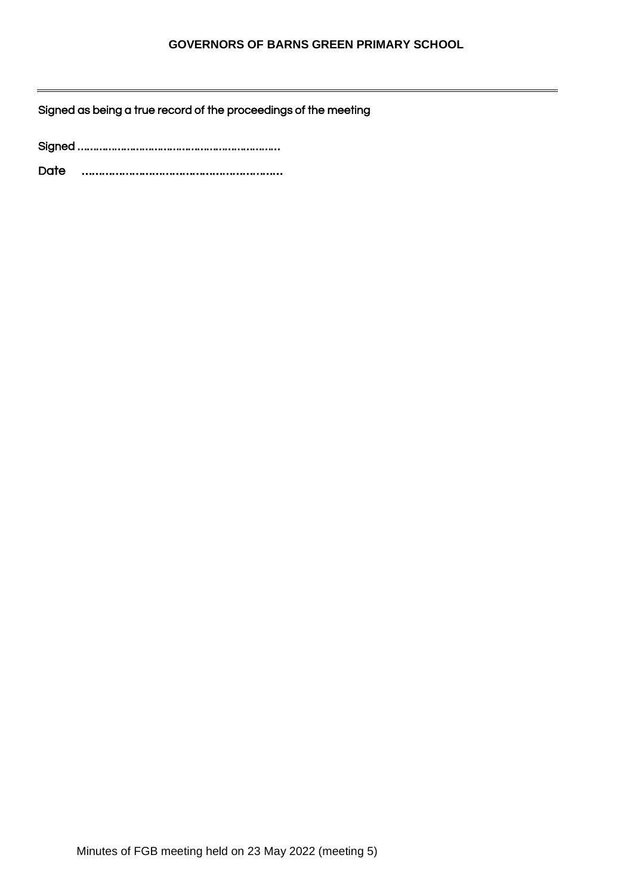Signed as being a true record of the proceedings of the meeting

Signed ……………………………………………………….

Date ……………………………………………………..